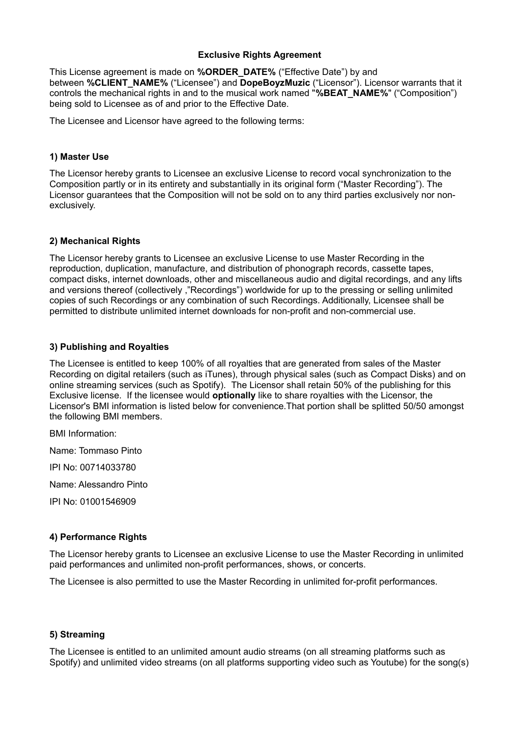**Exclusive Rights Agreement**

This License agreement is made on **%ORDER_DATE%** ("Effective Date") by and between **%CLIENT_NAME%** ("Licensee") and **DopeBoyzMuzic** ("Licensor"). Licensor warrants that it controls the mechanical rights in and to the musical work named "**%BEAT_NAME%**" ("Composition") being sold to Licensee as of and prior to the Effective Date.

The Licensee and Licensor have agreed to the following terms:

**1) Master Use**

The Licensor hereby grants to Licensee an exclusive License to record vocal synchronization to the Composition partly or in its entirety and substantially in its original form ("Master Recording"). The Licensor guarantees that the Composition will not be sold on to any third parties exclusively nor non-exclusively.

**2) Mechanical Rights**

The Licensor hereby grants to Licensee an exclusive License to use Master Recording in the reproduction, duplication, manufacture, and distribution of phonograph records, cassette tapes, compact disks, internet downloads, other and miscellaneous audio and digital recordings, and any lifts and versions thereof (collectively ,"Recordings") worldwide for up to the pressing or selling unlimited copies of such Recordings or any combination of such Recordings. Additionally, Licensee shall be permitted to distribute unlimited internet downloads for non-profit and non-commercial use.

**3) Publishing and Royalties**

The Licensee is entitled to keep 100% of all royalties that are generated from sales of the Master Recording on digital retailers (such as iTunes), through physical sales (such as Compact Disks) and on online streaming services (such as Spotify). The Licensor shall retain 50% of the publishing for this Exclusive license. If the licensee would **optionally** like to share royalties with the Licensor, the Licensor's BMI information is listed below for convenience.That portion shall be splitted 50/50 amongst the following BMI members.

BMI Information:

Name: Tommaso Pinto

IPI No: 00714033780

Name: Alessandro Pinto

IPI No: 01001546909

**4) Performance Rights**

The Licensor hereby grants to Licensee an exclusive License to use the Master Recording in unlimited paid performances and unlimited non-profit performances, shows, or concerts.

The Licensee is also permitted to use the Master Recording in unlimited for-profit performances.

**5) Streaming**

The Licensee is entitled to an unlimited amount audio streams (on all streaming platforms such as Spotify) and unlimited video streams (on all platforms supporting video such as Youtube) for the song(s)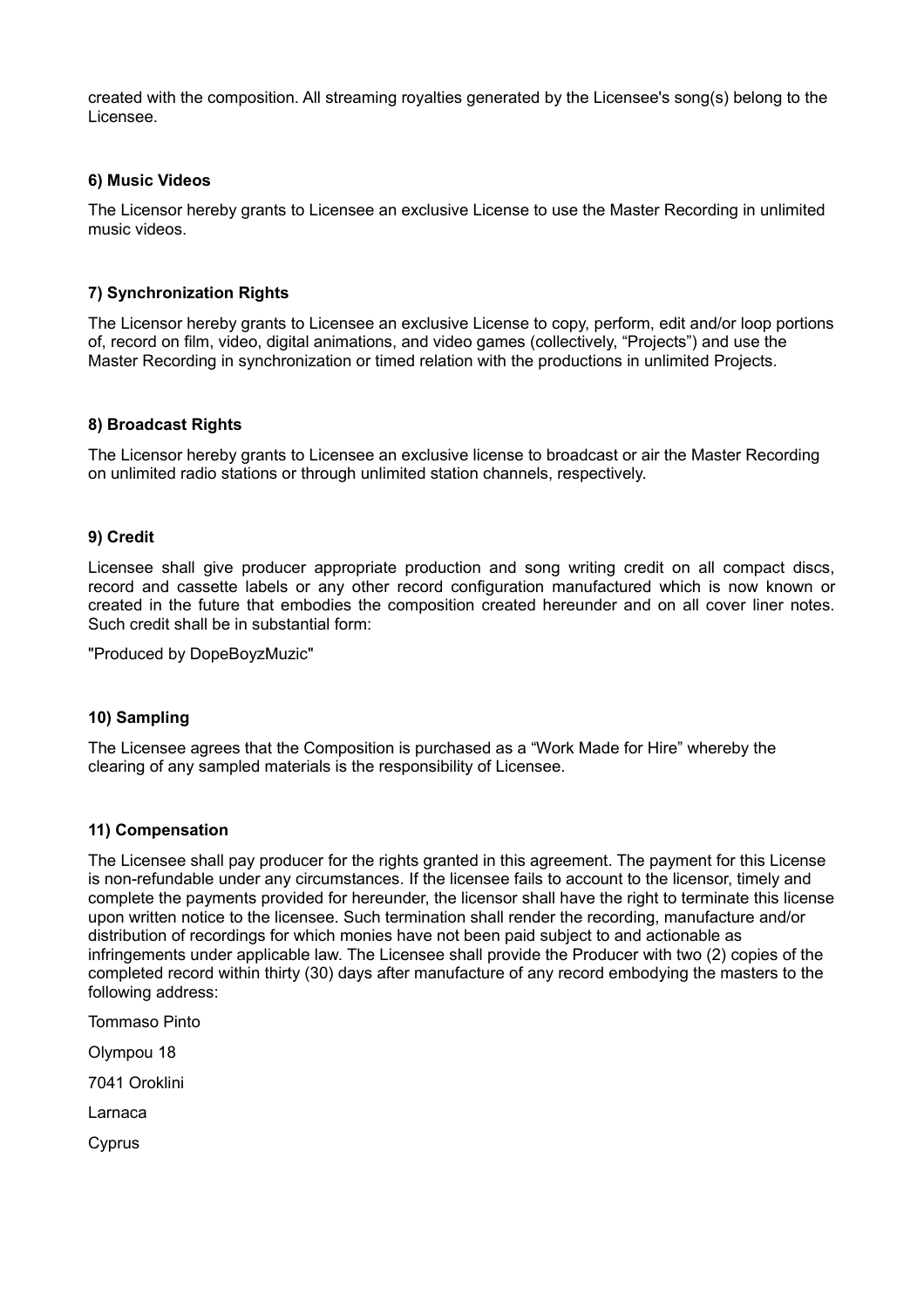created with the composition. All streaming royalties generated by the Licensee's song(s) belong to the Licensee.

#### 6) Music Videos

The Licensor hereby grants to Licensee an exclusive License to use the Master Recording in unlimited music videos.

#### 7) Synchronization Rights

The Licensor hereby grants to Licensee an exclusive License to copy, perform, edit and/or loop portions of, record on film, video, digital animations, and video games (collectively, “Projects”) and use the Master Recording in synchronization or timed relation with the productions in unlimited Projects.

#### 8) Broadcast Rights

The Licensor hereby grants to Licensee an exclusive license to broadcast or air the Master Recording on unlimited radio stations or through unlimited station channels, respectively.

#### 9) Credit

Licensee shall give producer appropriate production and song writing credit on all compact discs, record and cassette labels or any other record configuration manufactured which is now known or created in the future that embodies the composition created hereunder and on all cover liner notes. Such credit shall be in substantial form:

"Produced by DopeBoyzMuzic"

#### 10) Sampling

The Licensee agrees that the Composition is purchased as a “Work Made for Hire” whereby the clearing of any sampled materials is the responsibility of Licensee.

#### 11) Compensation

The Licensee shall pay producer for the rights granted in this agreement. The payment for this License is non-refundable under any circumstances. If the licensee fails to account to the licensor, timely and complete the payments provided for hereunder, the licensor shall have the right to terminate this license upon written notice to the licensee. Such termination shall render the recording, manufacture and/or distribution of recordings for which monies have not been paid subject to and actionable as infringements under applicable law. The Licensee shall provide the Producer with two (2) copies of the completed record within thirty (30) days after manufacture of any record embodying the masters to the following address:

Tommaso Pinto

Olympou 18

7041 Oroklini

Larnaca

Cyprus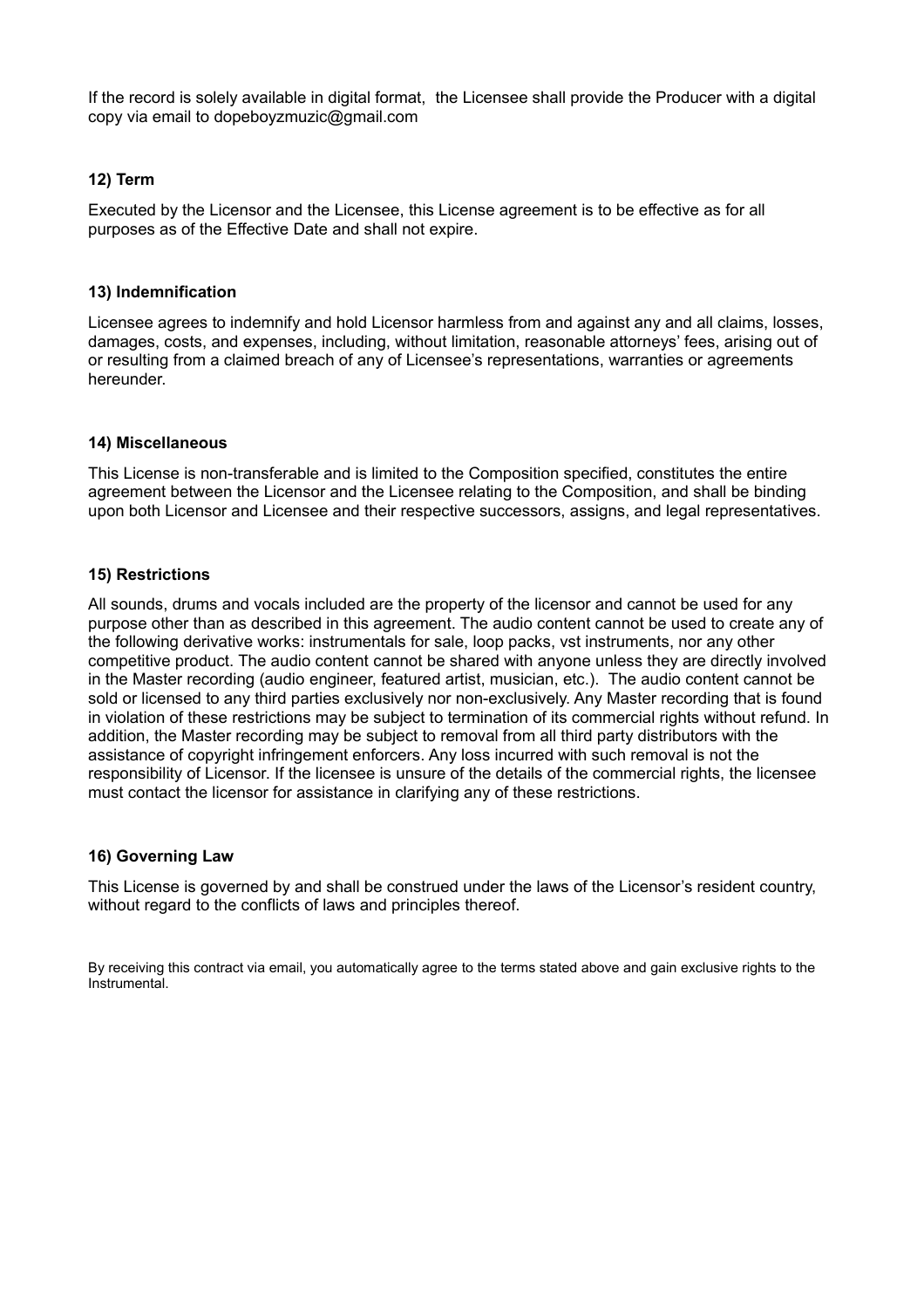If the record is solely available in digital format, the Licensee shall provide the Producer with a digital copy via email to dopeboyzmuzic@gmail.com

**12) Term**

Executed by the Licensor and the Licensee, this License agreement is to be effective as for all purposes as of the Effective Date and shall not expire.

**13) Indemnification**

Licensee agrees to indemnify and hold Licensor harmless from and against any and all claims, losses, damages, costs, and expenses, including, without limitation, reasonable attorneys' fees, arising out of or resulting from a claimed breach of any of Licensee's representations, warranties or agreements hereunder.

**14) Miscellaneous**

This License is non-transferable and is limited to the Composition specified, constitutes the entire agreement between the Licensor and the Licensee relating to the Composition, and shall be binding upon both Licensor and Licensee and their respective successors, assigns, and legal representatives.

**15) Restrictions**

All sounds, drums and vocals included are the property of the licensor and cannot be used for any purpose other than as described in this agreement. The audio content cannot be used to create any of the following derivative works: instrumentals for sale, loop packs, vst instruments, nor any other competitive product. The audio content cannot be shared with anyone unless they are directly involved in the Master recording (audio engineer, featured artist, musician, etc.). The audio content cannot be sold or licensed to any third parties exclusively nor non-exclusively. Any Master recording that is found in violation of these restrictions may be subject to termination of its commercial rights without refund. In addition, the Master recording may be subject to removal from all third party distributors with the assistance of copyright infringement enforcers. Any loss incurred with such removal is not the responsibility of Licensor. If the licensee is unsure of the details of the commercial rights, the licensee must contact the licensor for assistance in clarifying any of these restrictions.

**16) Governing Law**

This License is governed by and shall be construed under the laws of the Licensor's resident country, without regard to the conflicts of laws and principles thereof.

By receiving this contract via email, you automatically agree to the terms stated above and gain exclusive rights to the Instrumental.